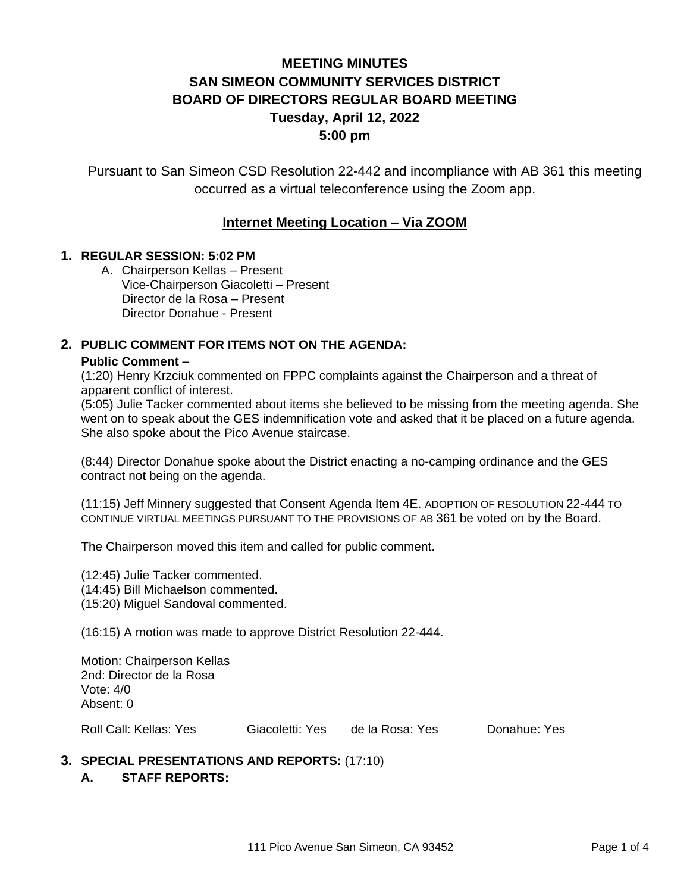# MEETING MINUTES
# SAN SIMEON COMMUNITY SERVICES DISTRICT
# BOARD OF DIRECTORS REGULAR BOARD MEETING
# Tuesday, April 12, 2022
# 5:00 pm

Pursuant to San Simeon CSD Resolution 22-442 and incompliance with AB 361 this meeting occurred as a virtual teleconference using the Zoom app.

**Internet Meeting Location – Via ZOOM**

## 1. REGULAR SESSION: 5:02 PM

A. Chairperson Kellas – Present
Vice-Chairperson Giacoletti – Present
Director de la Rosa – Present
Director Donahue - Present

## 2. PUBLIC COMMENT FOR ITEMS NOT ON THE AGENDA:

**Public Comment –**

(1:20) Henry Krzciuk commented on FPPC complaints against the Chairperson and a threat of apparent conflict of interest.

(5:05) Julie Tacker commented about items she believed to be missing from the meeting agenda. She went on to speak about the GES indemnification vote and asked that it be placed on a future agenda. She also spoke about the Pico Avenue staircase.

(8:44) Director Donahue spoke about the District enacting a no-camping ordinance and the GES contract not being on the agenda.

(11:15) Jeff Minnery suggested that Consent Agenda Item 4E. ADOPTION OF RESOLUTION 22-444 TO CONTINUE VIRTUAL MEETINGS PURSUANT TO THE PROVISIONS OF AB 361 be voted on by the Board.

The Chairperson moved this item and called for public comment.

(12:45) Julie Tacker commented.
(14:45) Bill Michaelson commented.
(15:20) Miguel Sandoval commented.

(16:15) A motion was made to approve District Resolution 22-444.

Motion: Chairperson Kellas
2nd: Director de la Rosa
Vote: 4/0
Absent: 0

Roll Call: Kellas: Yes Giacoletti: Yes de la Rosa: Yes Donahue: Yes

## 3. SPECIAL PRESENTATIONS AND REPORTS: (17:10)

### A. STAFF REPORTS: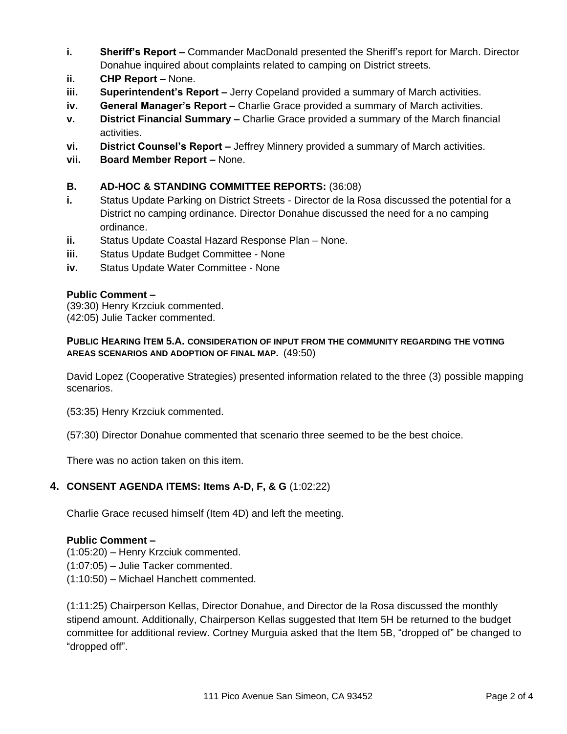- **i. Sheriff's Report –** Commander MacDonald presented the Sheriff's report for March. Director Donahue inquired about complaints related to camping on District streets.
- **ii. CHP Report –** None.
- **iii. Superintendent's Report –** Jerry Copeland provided a summary of March activities.
- **iv. General Manager's Report –** Charlie Grace provided a summary of March activities.
- **v. District Financial Summary –** Charlie Grace provided a summary of the March financial activities.
- **vi. District Counsel's Report –** Jeffrey Minnery provided a summary of March activities.
- **vii. Board Member Report –** None.

**B. AD-HOC & STANDING COMMITTEE REPORTS:** (36:08)

- **i.** Status Update Parking on District Streets - Director de la Rosa discussed the potential for a District no camping ordinance. Director Donahue discussed the need for a no camping ordinance.
- **ii.** Status Update Coastal Hazard Response Plan – None.
- **iii.** Status Update Budget Committee - None
- **iv.** Status Update Water Committee - None

**Public Comment –**

(39:30) Henry Krzciuk commented.
(42:05) Julie Tacker commented.

**PUBLIC HEARING ITEM 5.A. CONSIDERATION OF INPUT FROM THE COMMUNITY REGARDING THE VOTING AREAS SCENARIOS AND ADOPTION OF FINAL MAP.** (49:50)

David Lopez (Cooperative Strategies) presented information related to the three (3) possible mapping scenarios.

(53:35) Henry Krzciuk commented.

(57:30) Director Donahue commented that scenario three seemed to be the best choice.

There was no action taken on this item.

## 4. CONSENT AGENDA ITEMS: Items A-D, F, & G (1:02:22)

Charlie Grace recused himself (Item 4D) and left the meeting.

**Public Comment –**

(1:05:20) – Henry Krzciuk commented.
(1:07:05) – Julie Tacker commented.
(1:10:50) – Michael Hanchett commented.

(1:11:25) Chairperson Kellas, Director Donahue, and Director de la Rosa discussed the monthly stipend amount. Additionally, Chairperson Kellas suggested that Item 5H be returned to the budget committee for additional review. Cortney Murguia asked that the Item 5B, "dropped of" be changed to "dropped off".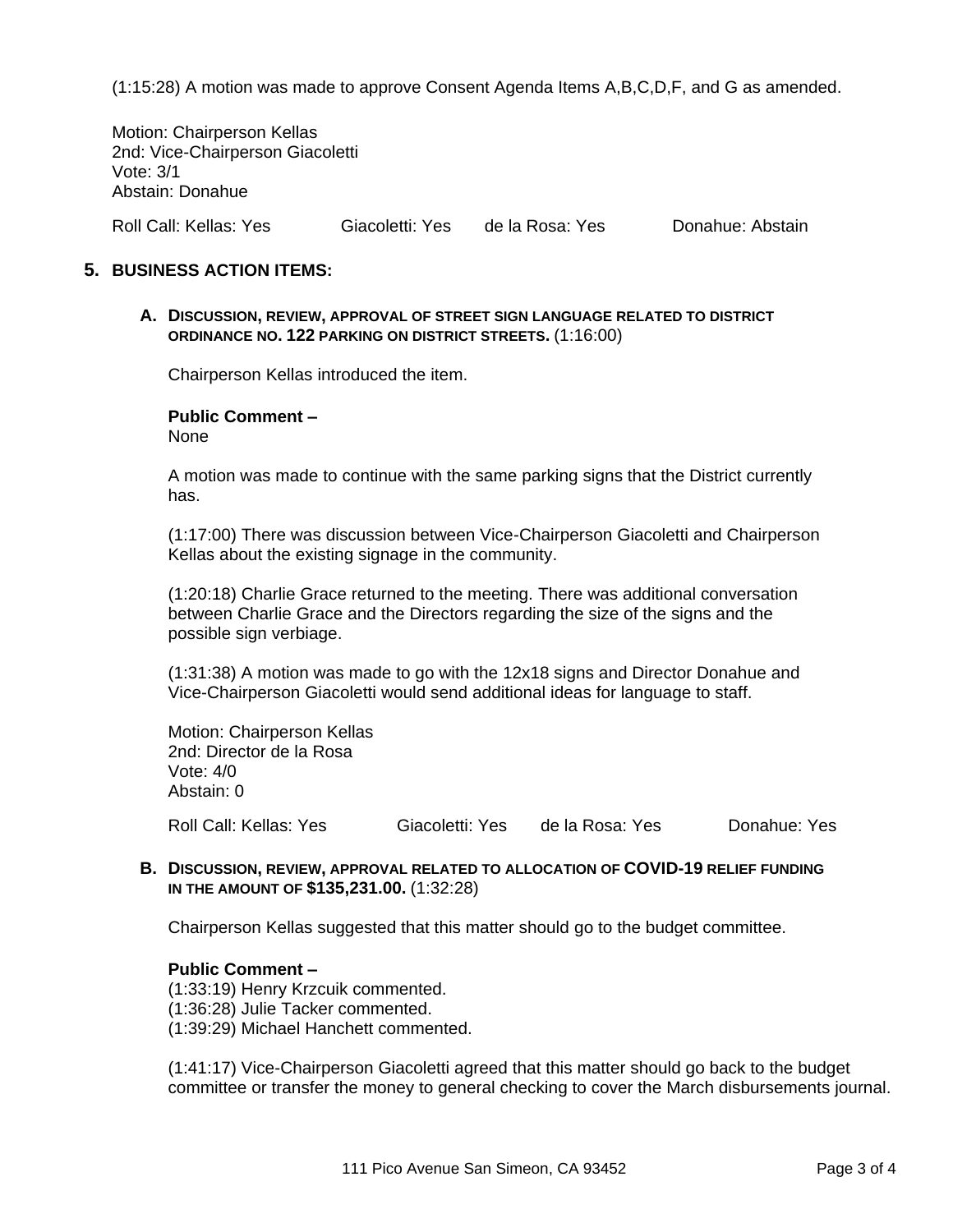(1:15:28) A motion was made to approve Consent Agenda Items A,B,C,D,F, and G as amended.

Motion: Chairperson Kellas
2nd: Vice-Chairperson Giacoletti
Vote: 3/1
Abstain: Donahue

Roll Call: Kellas: Yes Giacoletti: Yes de la Rosa: Yes Donahue: Abstain

## 5. BUSINESS ACTION ITEMS:

### A. DISCUSSION, REVIEW, APPROVAL OF STREET SIGN LANGUAGE RELATED TO DISTRICT ORDINANCE NO. 122 PARKING ON DISTRICT STREETS. (1:16:00)

Chairperson Kellas introduced the item.

**Public Comment –**
None

A motion was made to continue with the same parking signs that the District currently has.

(1:17:00) There was discussion between Vice-Chairperson Giacoletti and Chairperson Kellas about the existing signage in the community.

(1:20:18) Charlie Grace returned to the meeting. There was additional conversation between Charlie Grace and the Directors regarding the size of the signs and the possible sign verbiage.

(1:31:38) A motion was made to go with the 12x18 signs and Director Donahue and Vice-Chairperson Giacoletti would send additional ideas for language to staff.

Motion: Chairperson Kellas
2nd: Director de la Rosa
Vote: 4/0
Abstain: 0

Roll Call: Kellas: Yes Giacoletti: Yes de la Rosa: Yes Donahue: Yes

### B. DISCUSSION, REVIEW, APPROVAL RELATED TO ALLOCATION OF COVID-19 RELIEF FUNDING IN THE AMOUNT OF $135,231.00. (1:32:28)

Chairperson Kellas suggested that this matter should go to the budget committee.

**Public Comment –**
(1:33:19) Henry Krzcuik commented.
(1:36:28) Julie Tacker commented.
(1:39:29) Michael Hanchett commented.

(1:41:17) Vice-Chairperson Giacoletti agreed that this matter should go back to the budget committee or transfer the money to general checking to cover the March disbursements journal.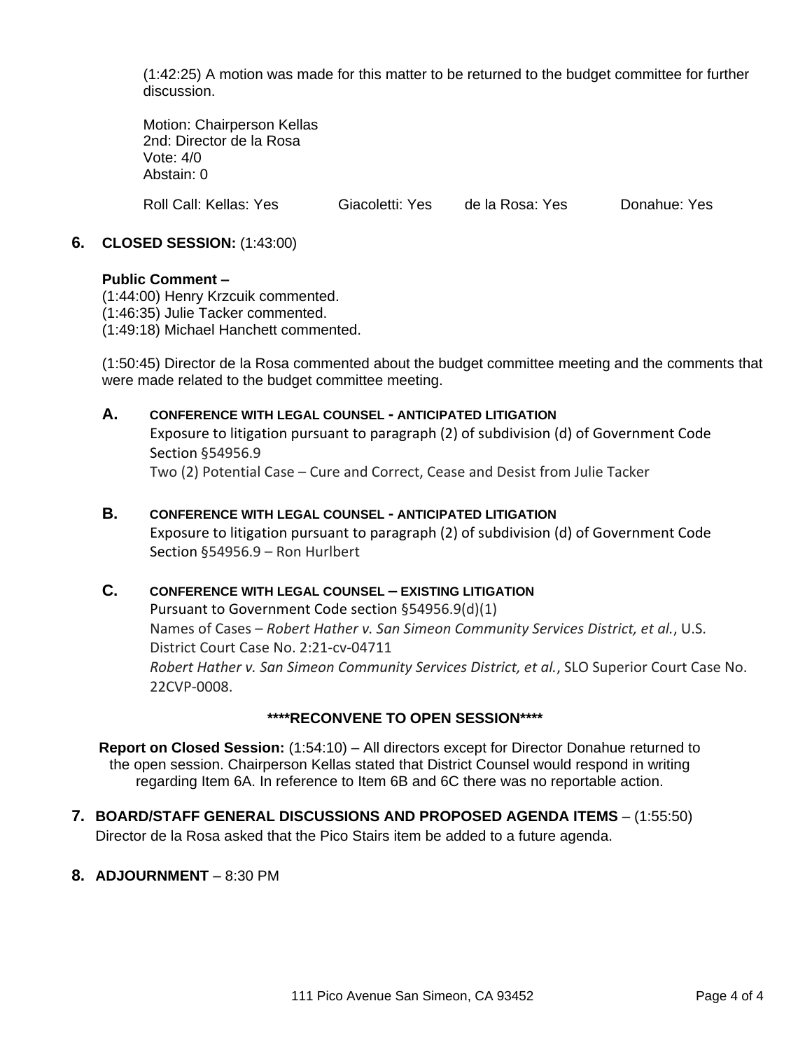(1:42:25) A motion was made for this matter to be returned to the budget committee for further discussion.

Motion: Chairperson Kellas
2nd: Director de la Rosa
Vote: 4/0
Abstain: 0

Roll Call: Kellas: Yes Giacoletti: Yes de la Rosa: Yes Donahue: Yes

**6. CLOSED SESSION:** (1:43:00)

**Public Comment –**
(1:44:00) Henry Krzcuik commented.
(1:46:35) Julie Tacker commented.
(1:49:18) Michael Hanchett commented.

(1:50:45) Director de la Rosa commented about the budget committee meeting and the comments that were made related to the budget committee meeting.

**A. CONFERENCE WITH LEGAL COUNSEL - ANTICIPATED LITIGATION**
Exposure to litigation pursuant to paragraph (2) of subdivision (d) of Government Code Section §54956.9
Two (2) Potential Case – Cure and Correct, Cease and Desist from Julie Tacker

**B. CONFERENCE WITH LEGAL COUNSEL - ANTICIPATED LITIGATION**
Exposure to litigation pursuant to paragraph (2) of subdivision (d) of Government Code Section §54956.9 – Ron Hurlbert

**C. CONFERENCE WITH LEGAL COUNSEL – EXISTING LITIGATION**
Pursuant to Government Code section §54956.9(d)(1)
Names of Cases – *Robert Hather v. San Simeon Community Services District, et al.*, U.S. District Court Case No. 2:21-cv-04711
*Robert Hather v. San Simeon Community Services District, et al.*, SLO Superior Court Case No. 22CVP-0008.

**\*\*\*\*RECONVENE TO OPEN SESSION\*\*\*\***

**Report on Closed Session:** (1:54:10) – All directors except for Director Donahue returned to the open session. Chairperson Kellas stated that District Counsel would respond in writing regarding Item 6A. In reference to Item 6B and 6C there was no reportable action.

**7. BOARD/STAFF GENERAL DISCUSSIONS AND PROPOSED AGENDA ITEMS** – (1:55:50)
Director de la Rosa asked that the Pico Stairs item be added to a future agenda.

**8. ADJOURNMENT** – 8:30 PM

111 Pico Avenue San Simeon, CA 93452